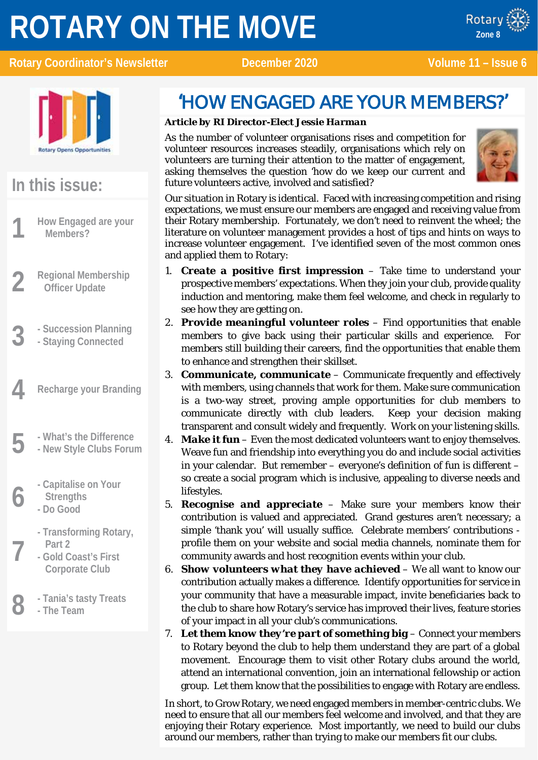# ROTARY ON THE MOVE

**Rotary Coordinator's Newsletter** | **December 2020** | **Volume 11 – Issue 6**

Rotary Opens Opportunities

## In this issue:

1. How Engaged are your Members?
2. Regional Membership Officer Update
3. - Succession Planning
   - Staying Connected
4. Recharge your Branding
5. - What's the Difference
   - New Style Clubs Forum
6. - Capitalise on Your Strengths
   - Do Good
7. - Transforming Rotary, Part 2
   - Gold Coast's First Corporate Club
8. - Tania's tasty Treats
   - The Team

## 'HOW ENGAGED ARE YOUR MEMBERS?'

***Article by RI Director-Elect Jessie Harman***

As the number of volunteer organisations rises and competition for volunteer resources increases steadily, organisations which rely on volunteers are turning their attention to the matter of engagement, asking themselves the question 'how do we keep our current and future volunteers active, involved and satisfied?

Our situation in Rotary is identical. Faced with increasing competition and rising expectations, we must ensure our members are engaged and receiving value from their Rotary membership. Fortunately, we don't need to reinvent the wheel; the literature on volunteer management provides a host of tips and hints on ways to increase volunteer engagement. I've identified seven of the most common ones and applied them to Rotary:

1. ***Create a positive first impression*** – Take time to understand your prospective members' expectations. When they join your club, provide quality induction and mentoring, make them feel welcome, and check in regularly to see how they are getting on.
2. ***Provide meaningful volunteer roles*** – Find opportunities that enable members to give back using their particular skills and experience. For members still building their careers, find the opportunities that enable them to enhance and strengthen their skillset.
3. ***Communicate, communicate*** – Communicate frequently and effectively with members, using channels that work for them. Make sure communication is a two-way street, proving ample opportunities for club members to communicate directly with club leaders. Keep your decision making transparent and consult widely and frequently. Work on your listening skills.
4. ***Make it fun*** – Even the most dedicated volunteers want to enjoy themselves. Weave fun and friendship into everything you do and include social activities in your calendar. But remember – everyone's definition of fun is different – so create a social program which is inclusive, appealing to diverse needs and lifestyles.
5. ***Recognise and appreciate*** – Make sure your members know their contribution is valued and appreciated. Grand gestures aren't necessary; a simple 'thank you' will usually suffice. Celebrate members' contributions - profile them on your website and social media channels, nominate them for community awards and host recognition events within your club.
6. ***Show volunteers what they have achieved*** – We all want to know our contribution actually makes a difference. Identify opportunities for service in your community that have a measurable impact, invite beneficiaries back to the club to share how Rotary's service has improved their lives, feature stories of your impact in all your club's communications.
7. ***Let them know they're part of something big*** – Connect your members to Rotary beyond the club to help them understand they are part of a global movement. Encourage them to visit other Rotary clubs around the world, attend an international convention, join an international fellowship or action group. Let them know that the possibilities to engage with Rotary are endless.

In short, to Grow Rotary, we need engaged members in member-centric clubs. We need to ensure that all our members feel welcome and involved, and that they are enjoying their Rotary experience. Most importantly, we need to build our clubs around our members, rather than trying to make our members fit our clubs.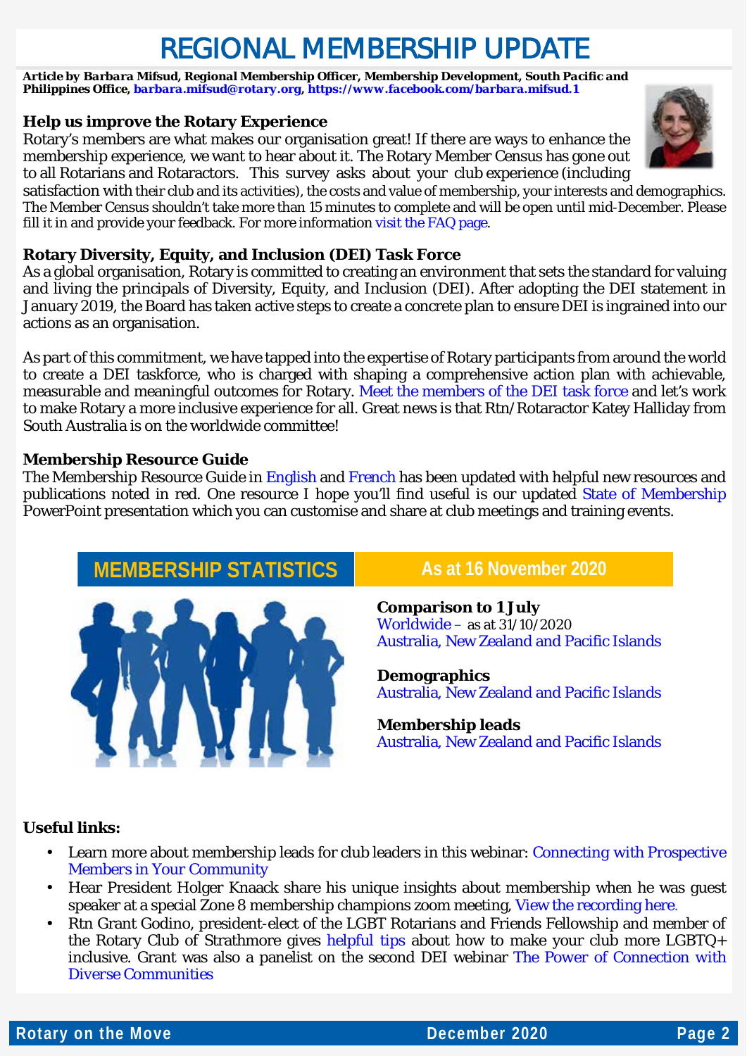# REGIONAL MEMBERSHIP UPDATE

***Article by Barbara Mifsud, Regional Membership Officer, Membership Development, South Pacific and Philippines Office, barbara.mifsud@rotary.org, https://www.facebook.com/barbara.mifsud.1***

### Help us improve the Rotary Experience

Rotary's members are what makes our organisation great! If there are ways to enhance the membership experience, we want to hear about it. The Rotary Member Census has gone out to all Rotarians and Rotaractors. This survey asks about your club experience (including satisfaction with their club and its activities), the costs and value of membership, your interests and demographics. The Member Census shouldn't take more than 15 minutes to complete and will be open until mid-December. Please fill it in and provide your feedback. For more information visit the FAQ page.

### Rotary Diversity, Equity, and Inclusion (DEI) Task Force

As a global organisation, Rotary is committed to creating an environment that sets the standard for valuing and living the principals of Diversity, Equity, and Inclusion (DEI). After adopting the DEI statement in January 2019, the Board has taken active steps to create a concrete plan to ensure DEI is ingrained into our actions as an organisation.

As part of this commitment, we have tapped into the expertise of Rotary participants from around the world to create a DEI taskforce, who is charged with shaping a comprehensive action plan with achievable, measurable and meaningful outcomes for Rotary. Meet the members of the DEI task force and let's work to make Rotary a more inclusive experience for all. Great news is that Rtn/Rotaractor Katey Halliday from South Australia is on the worldwide committee!

### Membership Resource Guide

The Membership Resource Guide in English and French has been updated with helpful new resources and publications noted in red. One resource I hope you'll find useful is our updated State of Membership PowerPoint presentation which you can customise and share at club meetings and training events.

## MEMBERSHIP STATISTICS — As at 16 November 2020

**Comparison to 1 July**
Worldwide – as at 31/10/2020
Australia, New Zealand and Pacific Islands

**Demographics**
Australia, New Zealand and Pacific Islands

**Membership leads**
Australia, New Zealand and Pacific Islands

### Useful links:

- Learn more about membership leads for club leaders in this webinar: Connecting with Prospective Members in Your Community
- Hear President Holger Knaack share his unique insights about membership when he was guest speaker at a special Zone 8 membership champions zoom meeting, View the recording here.
- Rtn Grant Godino, president-elect of the LGBT Rotarians and Friends Fellowship and member of the Rotary Club of Strathmore gives helpful tips about how to make your club more LGBTQ+ inclusive. Grant was also a panelist on the second DEI webinar The Power of Connection with Diverse Communities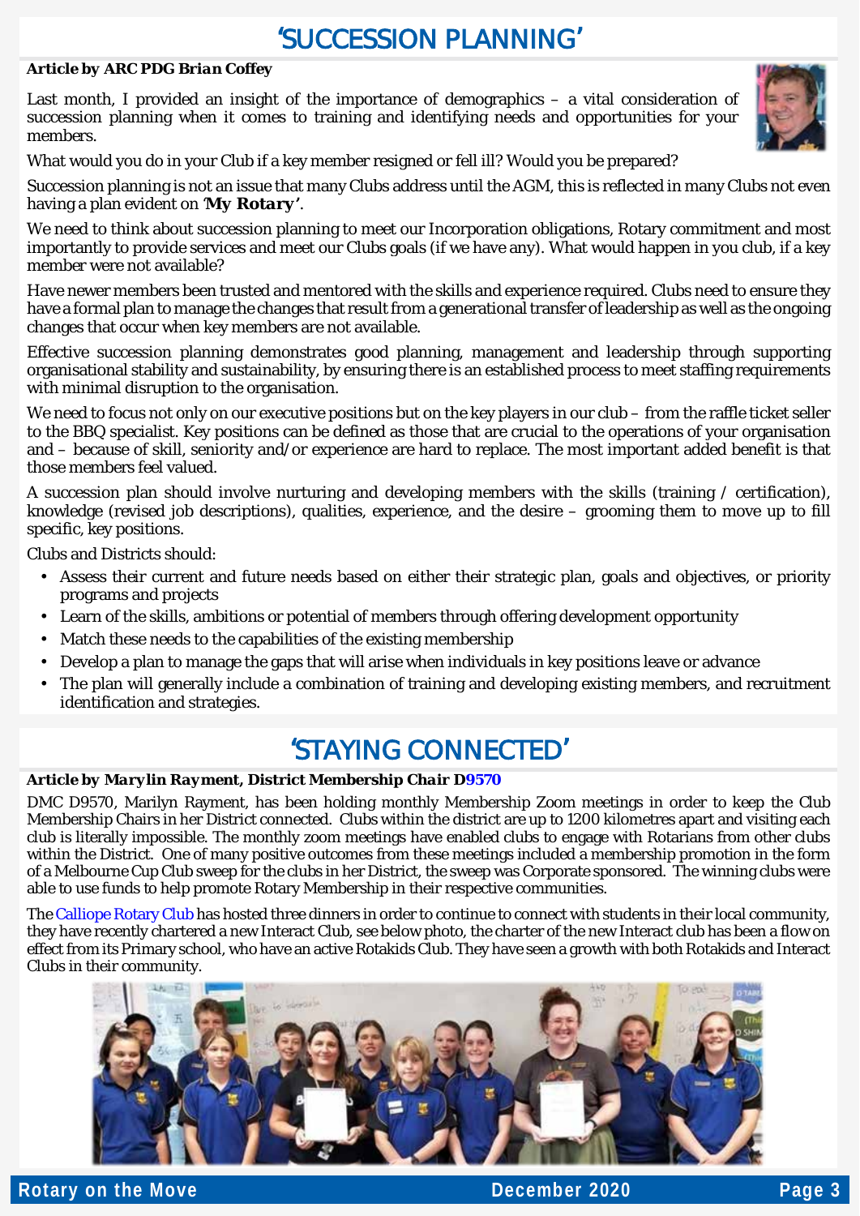# 'SUCCESSION PLANNING'

***Article by ARC PDG Brian Coffey***

Last month, I provided an insight of the importance of demographics – a vital consideration of succession planning when it comes to training and identifying needs and opportunities for your members.

What would you do in your Club if a key member resigned or fell ill? Would you be prepared?

Succession planning is not an issue that many Clubs address until the AGM, this is reflected in many Clubs not even having a plan evident on ***'My Rotary'***.

We need to think about succession planning to meet our Incorporation obligations, Rotary commitment and most importantly to provide services and meet our Clubs goals (if we have any). What would happen in you club, if a key member were not available?

Have newer members been trusted and mentored with the skills and experience required. Clubs need to ensure they have a formal plan to manage the changes that result from a generational transfer of leadership as well as the ongoing changes that occur when key members are not available.

Effective succession planning demonstrates good planning, management and leadership through supporting organisational stability and sustainability, by ensuring there is an established process to meet staffing requirements with minimal disruption to the organisation.

We need to focus not only on our executive positions but on the key players in our club – from the raffle ticket seller to the BBQ specialist. Key positions can be defined as those that are crucial to the operations of your organisation and – because of skill, seniority and/or experience are hard to replace. The most important added benefit is that those members feel valued.

A succession plan should involve nurturing and developing members with the skills (training / certification), knowledge (revised job descriptions), qualities, experience, and the desire – grooming them to move up to fill specific, key positions.

Clubs and Districts should:

- Assess their current and future needs based on either their strategic plan, goals and objectives, or priority programs and projects
- Learn of the skills, ambitions or potential of members through offering development opportunity
- Match these needs to the capabilities of the existing membership
- Develop a plan to manage the gaps that will arise when individuals in key positions leave or advance
- The plan will generally include a combination of training and developing existing members, and recruitment identification and strategies.

# 'STAYING CONNECTED'

***Article by Marylin Rayment, District Membership Chair D9570***

DMC D9570, Marilyn Rayment, has been holding monthly Membership Zoom meetings in order to keep the Club Membership Chairs in her District connected. Clubs within the district are up to 1200 kilometres apart and visiting each club is literally impossible. The monthly zoom meetings have enabled clubs to engage with Rotarians from other clubs within the District. One of many positive outcomes from these meetings included a membership promotion in the form of a Melbourne Cup Club sweep for the clubs in her District, the sweep was Corporate sponsored. The winning clubs were able to use funds to help promote Rotary Membership in their respective communities.

The Calliope Rotary Club has hosted three dinners in order to continue to connect with students in their local community, they have recently chartered a new Interact Club, see below photo, the charter of the new Interact club has been a flow on effect from its Primary school, who have an active Rotakids Club. They have seen a growth with both Rotakids and Interact Clubs in their community.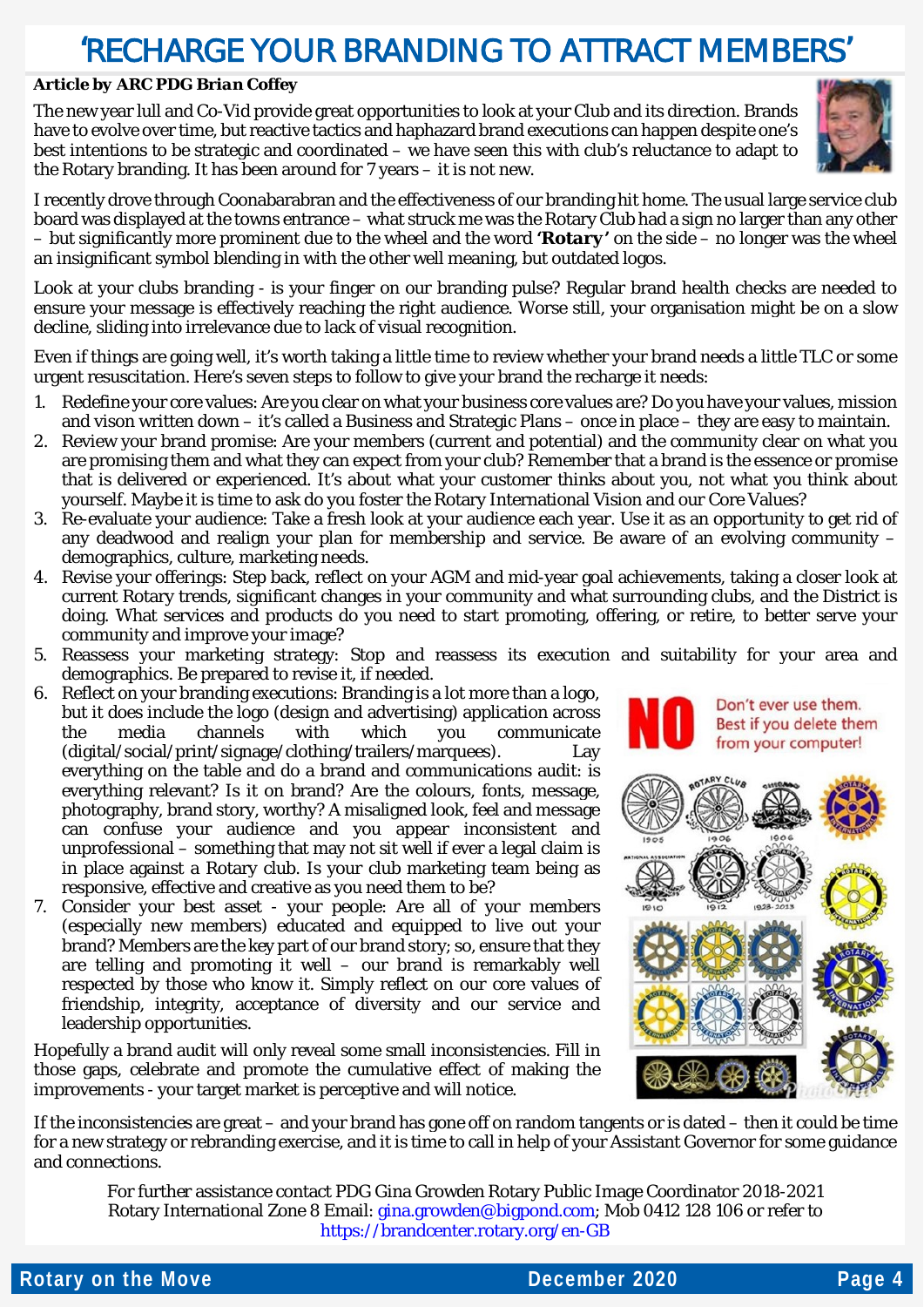# 'RECHARGE YOUR BRANDING TO ATTRACT MEMBERS'

***Article by ARC PDG Brian Coffey***

The new year lull and Co-Vid provide great opportunities to look at your Club and its direction. Brands have to evolve over time, but reactive tactics and haphazard brand executions can happen despite one's best intentions to be strategic and coordinated – we have seen this with club's reluctance to adapt to the Rotary branding. It has been around for 7 years – it is not new.

I recently drove through Coonabarabran and the effectiveness of our branding hit home. The usual large service club board was displayed at the towns entrance – what struck me was the Rotary Club had a sign no larger than any other – but significantly more prominent due to the wheel and the word ***'Rotary'*** on the side – no longer was the wheel an insignificant symbol blending in with the other well meaning, but outdated logos.

Look at your clubs branding - is your finger on our branding pulse? Regular brand health checks are needed to ensure your message is effectively reaching the right audience. Worse still, your organisation might be on a slow decline, sliding into irrelevance due to lack of visual recognition.

Even if things are going well, it's worth taking a little time to review whether your brand needs a little TLC or some urgent resuscitation. Here's seven steps to follow to give your brand the recharge it needs:

1. Redefine your core values: Are you clear on what your business core values are? Do you have your values, mission and vison written down – it's called a Business and Strategic Plans – once in place – they are easy to maintain.
2. Review your brand promise: Are your members (current and potential) and the community clear on what you are promising them and what they can expect from your club? Remember that a brand is the essence or promise that is delivered or experienced. It's about what your customer thinks about you, not what you think about yourself. Maybe it is time to ask do you foster the Rotary International Vision and our Core Values?
3. Re-evaluate your audience: Take a fresh look at your audience each year. Use it as an opportunity to get rid of any deadwood and realign your plan for membership and service. Be aware of an evolving community – demographics, culture, marketing needs.
4. Revise your offerings: Step back, reflect on your AGM and mid-year goal achievements, taking a closer look at current Rotary trends, significant changes in your community and what surrounding clubs, and the District is doing. What services and products do you need to start promoting, offering, or retire, to better serve your community and improve your image?
5. Reassess your marketing strategy: Stop and reassess its execution and suitability for your area and demographics. Be prepared to revise it, if needed.
6. Reflect on your branding executions: Branding is a lot more than a logo, but it does include the logo (design and advertising) application across the media channels with which you communicate (digital/social/print/signage/clothing/trailers/marquees). Lay everything on the table and do a brand and communications audit: is everything relevant? Is it on brand? Are the colours, fonts, message, photography, brand story, worthy? A misaligned look, feel and message can confuse your audience and you appear inconsistent and unprofessional – something that may not sit well if ever a legal claim is in place against a Rotary club. Is your club marketing team being as responsive, effective and creative as you need them to be?
7. Consider your best asset - your people: Are all of your members (especially new members) educated and equipped to live out your brand? Members are the key part of our brand story; so, ensure that they are telling and promoting it well – our brand is remarkably well respected by those who know it. Simply reflect on our core values of friendship, integrity, acceptance of diversity and our service and leadership opportunities.

**NO** Don't ever use them. Best if you delete them from your computer!

Hopefully a brand audit will only reveal some small inconsistencies. Fill in those gaps, celebrate and promote the cumulative effect of making the improvements - your target market is perceptive and will notice.

If the inconsistencies are great – and your brand has gone off on random tangents or is dated – then it could be time for a new strategy or rebranding exercise, and it is time to call in help of your Assistant Governor for some guidance and connections.

For further assistance contact PDG Gina Growden Rotary Public Image Coordinator 2018-2021
Rotary International Zone 8 Email: gina.growden@bigpond.com; Mob 0412 128 106 or refer to
https://brandcenter.rotary.org/en-GB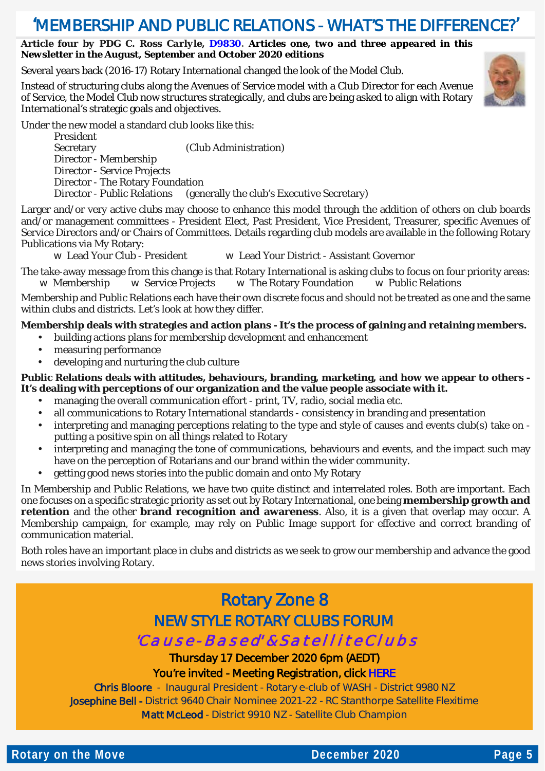# 'MEMBERSHIP AND PUBLIC RELATIONS - WHAT'S THE DIFFERENCE?'

***Article four by PDG C. Ross Carlyle, D9830. Articles one, two and three appeared in this Newsletter in the August, September and October 2020 editions***

Several years back (2016-17) Rotary International changed the look of the Model Club.

Instead of structuring clubs along the Avenues of Service model with a Club Director for each Avenue of Service, the Model Club now structures strategically, and clubs are being asked to align with Rotary International's strategic goals and objectives.

Under the new model a standard club looks like this:

- President
- Secretary (Club Administration)
- Director - Membership
- Director - Service Projects
- Director - The Rotary Foundation
- Director - Public Relations (generally the club's Executive Secretary)

Larger and/or very active clubs may choose to enhance this model through the addition of others on club boards and/or management committees - President Elect, Past President, Vice President, Treasurer, specific Avenues of Service Directors and/or Chairs of Committees. Details regarding club models are available in the following Rotary Publications via My Rotary:

- Lead Your Club - President
- Lead Your District - Assistant Governor

The take-away message from this change is that Rotary International is asking clubs to focus on four priority areas:

- Membership
- Service Projects
- The Rotary Foundation
- Public Relations

Membership and Public Relations each have their own discrete focus and should not be treated as one and the same within clubs and districts. Let's look at how they differ.

**Membership deals with strategies and action plans - It's the process of gaining and retaining members.**

- building actions plans for membership development and enhancement
- measuring performance
- developing and nurturing the club culture

**Public Relations deals with attitudes, behaviours, branding, marketing, and how we appear to others - It's dealing with perceptions of our organization and the value people associate with it.**

- managing the overall communication effort - print, TV, radio, social media etc.
- all communications to Rotary International standards - consistency in branding and presentation
- interpreting and managing perceptions relating to the type and style of causes and events club(s) take on - putting a positive spin on all things related to Rotary
- interpreting and managing the tone of communications, behaviours and events, and the impact such may have on the perception of Rotarians and our brand within the wider community.
- getting good news stories into the public domain and onto My Rotary

In Membership and Public Relations, we have two quite distinct and interrelated roles. Both are important. Each one focuses on a specific strategic priority as set out by Rotary International, one being **membership growth and retention** and the other **brand recognition and awareness**. Also, it is a given that overlap may occur. A Membership campaign, for example, may rely on Public Image support for effective and correct branding of communication material.

Both roles have an important place in clubs and districts as we seek to grow our membership and advance the good news stories involving Rotary.

## Rotary Zone 8

### NEW STYLE ROTARY CLUBS FORUM

*'Cause-Based' & Satellite Clubs*

**Thursday 17 December 2020 6pm (AEDT)**

**You're invited - Meeting Registration, click HERE**

**Chris Bloore** - Inaugural President - Rotary e-club of WASH - District 9980 NZ

**Josephine Bell** - District 9640 Chair Nominee 2021-22 - RC Stanthorpe Satellite Flexitime

**Matt McLeod** - District 9910 NZ - Satellite Club Champion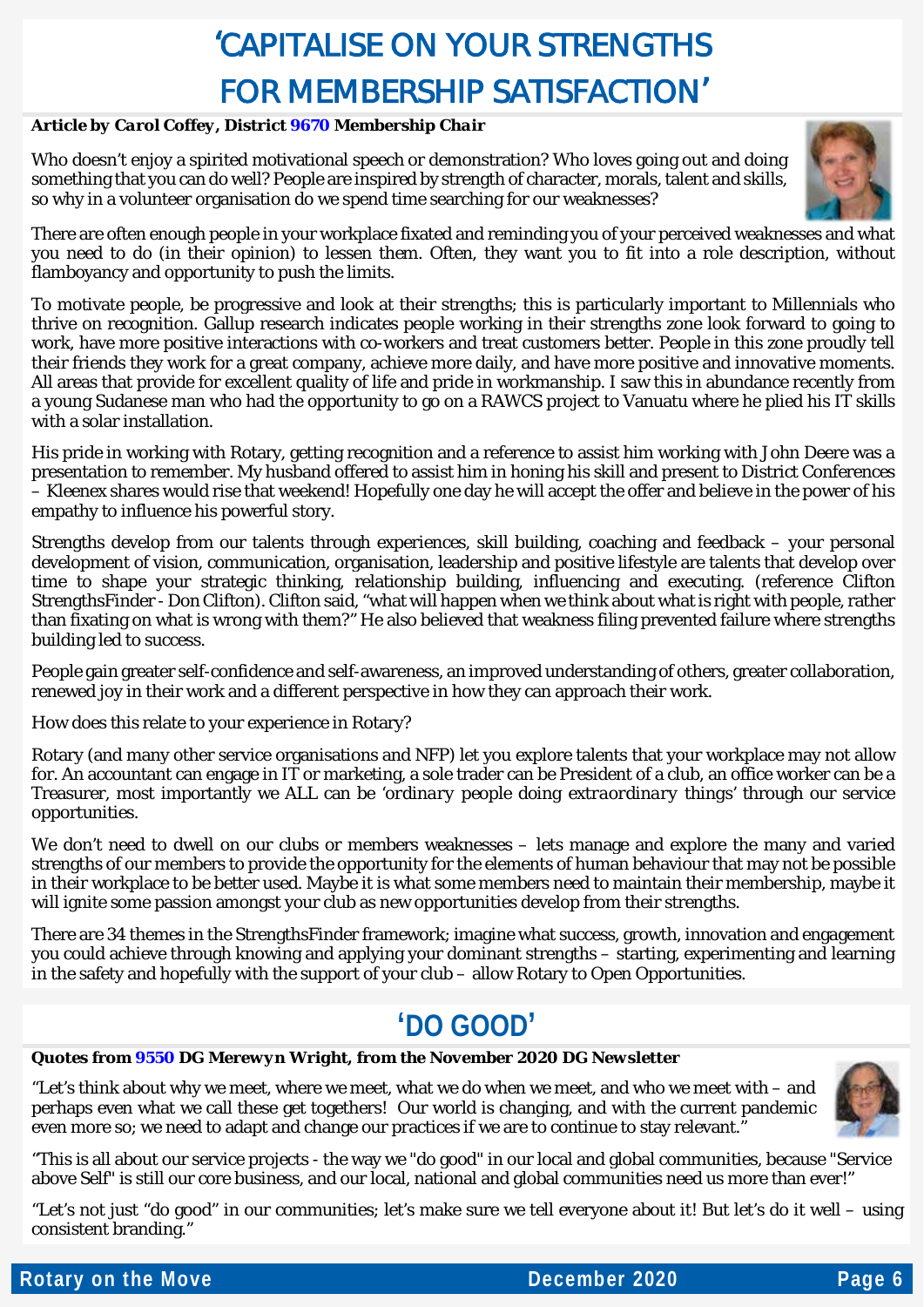# 'CAPITALISE ON YOUR STRENGTHS FOR MEMBERSHIP SATISFACTION'

***Article by Carol Coffey, District 9670 Membership Chair***

Who doesn't enjoy a spirited motivational speech or demonstration? Who loves going out and doing something that you can do well? People are inspired by strength of character, morals, talent and skills, so why in a volunteer organisation do we spend time searching for our weaknesses?

There are often enough people in your workplace fixated and reminding you of your perceived weaknesses and what you need to do (in their opinion) to lessen them. Often, they want you to fit into a role description, without flamboyancy and opportunity to push the limits.

To motivate people, be progressive and look at their strengths; this is particularly important to Millennials who thrive on recognition. Gallup research indicates people working in their strengths zone look forward to going to work, have more positive interactions with co-workers and treat customers better. People in this zone proudly tell their friends they work for a great company, achieve more daily, and have more positive and innovative moments. All areas that provide for excellent quality of life and pride in workmanship. I saw this in abundance recently from a young Sudanese man who had the opportunity to go on a RAWCS project to Vanuatu where he plied his IT skills with a solar installation.

His pride in working with Rotary, getting recognition and a reference to assist him working with John Deere was a presentation to remember. My husband offered to assist him in honing his skill and present to District Conferences – Kleenex shares would rise that weekend! Hopefully one day he will accept the offer and believe in the power of his empathy to influence his powerful story.

Strengths develop from our talents through experiences, skill building, coaching and feedback – your personal development of vision, communication, organisation, leadership and positive lifestyle are talents that develop over time to shape your strategic thinking, relationship building, influencing and executing. (reference Clifton StrengthsFinder - Don Clifton). Clifton said, "what will happen when we think about what is right with people, rather than fixating on what is wrong with them?" He also believed that weakness filing prevented failure where strengths building led to success.

People gain greater self-confidence and self-awareness, an improved understanding of others, greater collaboration, renewed joy in their work and a different perspective in how they can approach their work.

How does this relate to your experience in Rotary?

Rotary (and many other service organisations and NFP) let you explore talents that your workplace may not allow for. An accountant can engage in IT or marketing, a sole trader can be President of a club, an office worker can be a Treasurer, most importantly we ALL can be '*ordinary people doing extraordinary things*' through our service opportunities.

We don't need to dwell on our clubs or members weaknesses – lets manage and explore the many and varied strengths of our members to provide the opportunity for the elements of human behaviour that may not be possible in their workplace to be better used. Maybe it is what some members need to maintain their membership, maybe it will ignite some passion amongst your club as new opportunities develop from their strengths.

There are 34 themes in the StrengthsFinder framework; imagine what success, growth, innovation and engagement you could achieve through knowing and applying your dominant strengths – starting, experimenting and learning in the safety and hopefully with the support of your club – allow Rotary to Open Opportunities.

# 'DO GOOD'

***Quotes from 9550 DG Merewyn Wright, from the November 2020 DG Newsletter***

"Let's think about why we meet, where we meet, what we do when we meet, and who we meet with – and perhaps even what we call these get togethers! Our world is changing, and with the current pandemic even more so; we need to adapt and change our practices if we are to continue to stay relevant."

"This is all about our service projects - the way we "do good" in our local and global communities, because "Service above Self" is still our core business, and our local, national and global communities need us more than ever!"

"Let's not just "do good" in our communities; let's make sure we tell everyone about it! But let's do it well – using consistent branding."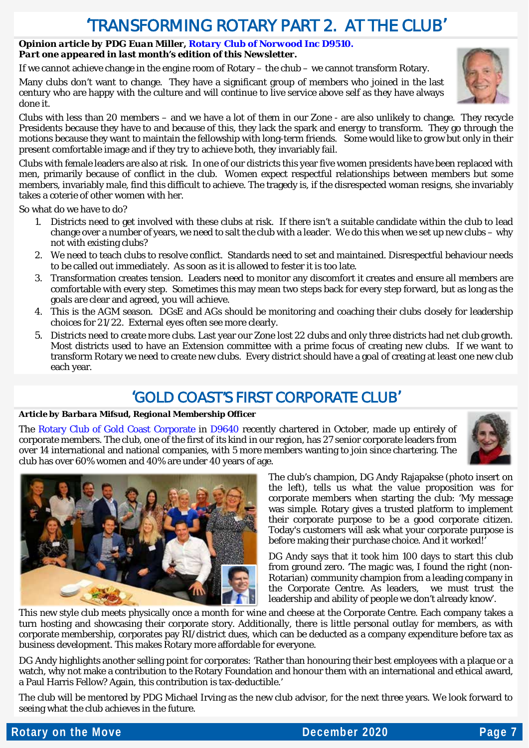# 'TRANSFORMING ROTARY PART 2. AT THE CLUB'

***Opinion article by PDG Euan Miller, Rotary Club of Norwood Inc D9510.***
***Part one appeared in last month's edition of this Newsletter.***

If we cannot achieve change in the engine room of Rotary – the chub – we cannot transform Rotary.

Many clubs don't want to change. They have a significant group of members who joined in the last century who are happy with the culture and will continue to live service above self as they have always done it.

Clubs with less than 20 members – and we have a lot of them in our Zone - are also unlikely to change. They recycle Presidents because they have to and because of this, they lack the spark and energy to transform. They go through the motions because they want to maintain the fellowship with long-term friends. Some would like to grow but only in their present comfortable image and if they try to achieve both, they invariably fail.

Clubs with female leaders are also at risk. In one of our districts this year five women presidents have been replaced with men, primarily because of conflict in the club. Women expect respectful relationships between members but some members, invariably male, find this difficult to achieve. The tragedy is, if the disrespected woman resigns, she invariably takes a coterie of other women with her.

So what do we have to do?

1. Districts need to get involved with these clubs at risk. If there isn't a suitable candidate within the club to lead change over a number of years, we need to salt the club with a leader. We do this when we set up new clubs – why not with existing clubs?
2. We need to teach clubs to resolve conflict. Standards need to set and maintained. Disrespectful behaviour needs to be called out immediately. As soon as it is allowed to fester it is too late.
3. Transformation creates tension. Leaders need to monitor any discomfort it creates and ensure all members are comfortable with every step. Sometimes this may mean two steps back for every step forward, but as long as the goals are clear and agreed, you will achieve.
4. This is the AGM season. DGsE and AGs should be monitoring and coaching their clubs closely for leadership choices for 21/22. External eyes often see more clearly.
5. Districts need to create more clubs. Last year our Zone lost 22 clubs and only three districts had net club growth. Most districts used to have an Extension committee with a prime focus of creating new clubs. If we want to transform Rotary we need to create new clubs. Every district should have a goal of creating at least one new club each year.

# 'GOLD COAST'S FIRST CORPORATE CLUB'

***Article by Barbara Mifsud, Regional Membership Officer***

The Rotary Club of Gold Coast Corporate in D9640 recently chartered in October, made up entirely of corporate members. The club, one of the first of its kind in our region, has 27 senior corporate leaders from over 14 international and national companies, with 5 more members wanting to join since chartering. The club has over 60% women and 40% are under 40 years of age.

The club's champion, DG Andy Rajapakse (photo insert on the left), tells us what the value proposition was for corporate members when starting the club: 'My message was simple. Rotary gives a trusted platform to implement their corporate purpose to be a good corporate citizen. Today's customers will ask what your corporate purpose is before making their purchase choice. And it worked!'

DG Andy says that it took him 100 days to start this club from ground zero. 'The magic was, I found the right (non-Rotarian) community champion from a leading company in the Corporate Centre. As leaders, we must trust the leadership and ability of people we don't already know'.

This new style club meets physically once a month for wine and cheese at the Corporate Centre. Each company takes a turn hosting and showcasing their corporate story. Additionally, there is little personal outlay for members, as with corporate membership, corporates pay RI/district dues, which can be deducted as a company expenditure before tax as business development. This makes Rotary more affordable for everyone.

DG Andy highlights another selling point for corporates: 'Rather than honouring their best employees with a plaque or a watch, why not make a contribution to the Rotary Foundation and honour them with an international and ethical award, a Paul Harris Fellow? Again, this contribution is tax-deductible.'

The club will be mentored by PDG Michael Irving as the new club advisor, for the next three years. We look forward to seeing what the club achieves in the future.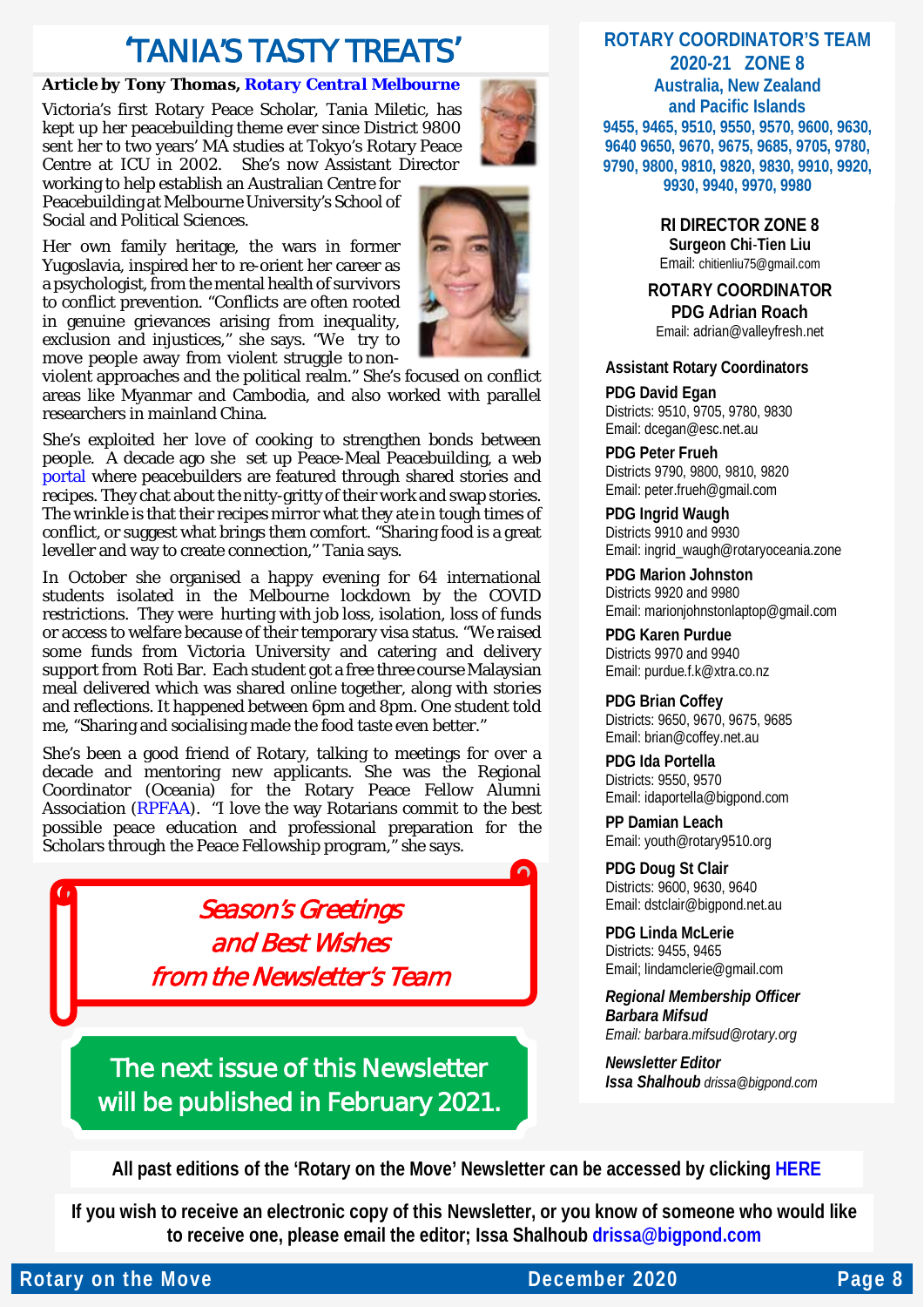# 'TANIA'S TASTY TREATS'

***Article by Tony Thomas, Rotary Central Melbourne***

Victoria's first Rotary Peace Scholar, Tania Miletic, has kept up her peacebuilding theme ever since District 9800 sent her to two years' MA studies at Tokyo's Rotary Peace Centre at ICU in 2002. She's now Assistant Director working to help establish an Australian Centre for Peacebuilding at Melbourne University's School of Social and Political Sciences.

Her own family heritage, the wars in former Yugoslavia, inspired her to re-orient her career as a psychologist, from the mental health of survivors to conflict prevention. "Conflicts are often rooted in genuine grievances arising from inequality, exclusion and injustices," she says. "We try to move people away from violent struggle to non-violent approaches and the political realm." She's focused on conflict areas like Myanmar and Cambodia, and also worked with parallel researchers in mainland China.

She's exploited her love of cooking to strengthen bonds between people. A decade ago she set up Peace-Meal Peacebuilding, a web portal where peacebuilders are featured through shared stories and recipes. They chat about the nitty-gritty of their work and swap stories. The wrinkle is that their recipes mirror what they ate in tough times of conflict, or suggest what brings them comfort. "Sharing food is a great leveller and way to create connection," Tania says.

In October she organised a happy evening for 64 international students isolated in the Melbourne lockdown by the COVID restrictions. They were hurting with job loss, isolation, loss of funds or access to welfare because of their temporary visa status. "We raised some funds from Victoria University and catering and delivery support from Roti Bar. Each student got a free three course Malaysian meal delivered which was shared online together, along with stories and reflections. It happened between 6pm and 8pm. One student told me, "Sharing and socialising made the food taste even better."

She's been a good friend of Rotary, talking to meetings for over a decade and mentoring new applicants. She was the Regional Coordinator (Oceania) for the Rotary Peace Fellow Alumni Association (RPFAA). "I love the way Rotarians commit to the best possible peace education and professional preparation for the Scholars through the Peace Fellowship program," she says.

*Season's Greetings*
*and Best Wishes*
*from the Newsletter's Team*

**The next issue of this Newsletter will be published in February 2021.**

**ROTARY COORDINATOR'S TEAM**
**2020-21 ZONE 8**
**Australia, New Zealand and Pacific Islands**
**9455, 9465, 9510, 9550, 9570, 9600, 9630, 9640 9650, 9670, 9675, 9685, 9705, 9780, 9790, 9800, 9810, 9820, 9830, 9910, 9920, 9930, 9940, 9970, 9980**

**RI DIRECTOR ZONE 8**
**Surgeon Chi-Tien Liu**
Email: chitienliu75@gmail.com

**ROTARY COORDINATOR**
**PDG Adrian Roach**
Email: adrian@valleyfresh.net

**Assistant Rotary Coordinators**

**PDG David Egan**
Districts: 9510, 9705, 9780, 9830
Email: dcegan@esc.net.au

**PDG Peter Frueh**
Districts 9790, 9800, 9810, 9820
Email: peter.frueh@gmail.com

**PDG Ingrid Waugh**
Districts 9910 and 9930
Email: ingrid_waugh@rotaryoceania.zone

**PDG Marion Johnston**
Districts 9920 and 9980
Email: marionjohnstonlaptop@gmail.com

**PDG Karen Purdue**
Districts 9970 and 9940
Email: purdue.f.k@xtra.co.nz

**PDG Brian Coffey**
Districts: 9650, 9670, 9675, 9685
Email: brian@coffey.net.au

**PDG Ida Portella**
Districts: 9550, 9570
Email: idaportella@bigpond.com

**PP Damian Leach**
Email: youth@rotary9510.org

**PDG Doug St Clair**
Districts: 9600, 9630, 9640
Email: dstclair@bigpond.net.au

**PDG Linda McLerie**
Districts: 9455, 9465
Email; lindamclerie@gmail.com

***Regional Membership Officer***
***Barbara Mifsud***
*Email: barbara.mifsud@rotary.org*

***Newsletter Editor***
***Issa Shalhoub*** *drissa@bigpond.com*

**All past editions of the 'Rotary on the Move' Newsletter can be accessed by clicking HERE**

**If you wish to receive an electronic copy of this Newsletter, or you know of someone who would like to receive one, please email the editor; Issa Shalhoub drissa@bigpond.com**